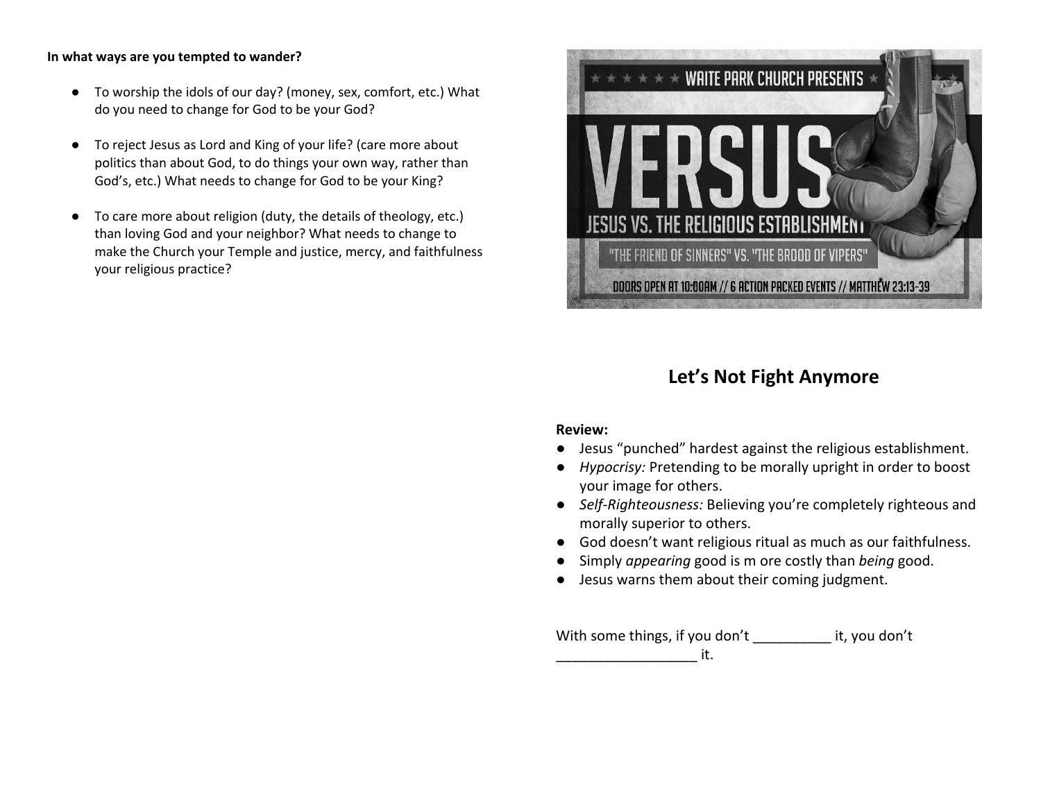**In what ways are you tempted to wander?**

- To worship the idols of our day? (money, sex, comfort, etc.) What do you need to change for God to be your God?

- To reject Jesus as Lord and King of your life? (care more about politics than about God, to do things your own way, rather than God's, etc.) What needs to change for God to be your King?

- To care more about religion (duty, the details of theology, etc.) than loving God and your neighbor? What needs to change to make the Church your Temple and justice, mercy, and faithfulness your religious practice?

WAITE PARK CHURCH PRESENTS

VERSUS

JESUS VS. THE RELIGIOUS ESTABLISHMENT

"THE FRIEND OF SINNERS" VS. "THE BROOD OF VIPERS"

DOORS OPEN AT 10:00AM // 6 ACTION PACKED EVENTS // MATTHEW 23:13-39

## Let's Not Fight Anymore

**Review:**

- Jesus "punched" hardest against the religious establishment.
- *Hypocrisy:* Pretending to be morally upright in order to boost your image for others.
- *Self-Righteousness:* Believing you're completely righteous and morally superior to others.
- God doesn't want religious ritual as much as our faithfulness.
- Simply *appearing* good is m ore costly than *being* good.
- Jesus warns them about their coming judgment.

With some things, if you don't __________ it, you don't __________________ it.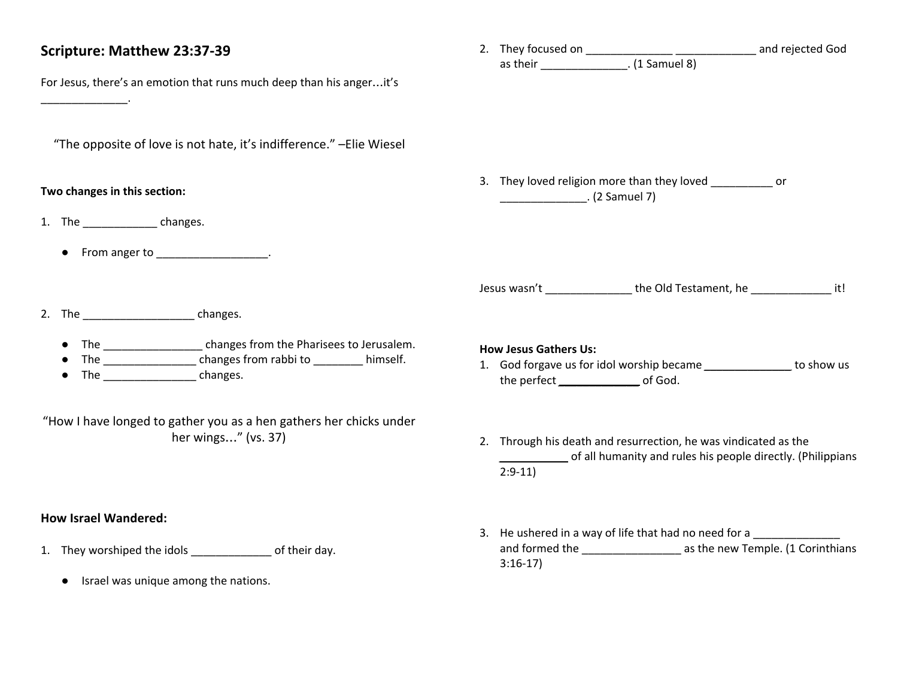## Scripture: Matthew 23:37-39

For Jesus, there's an emotion that runs much deep than his anger…it's ______________.

"The opposite of love is not hate, it's indifference." –Elie Wiesel

**Two changes in this section:**

1. The ____________ changes.
    - From anger to __________________.
2. The __________________ changes.
    - The ________________ changes from the Pharisees to Jerusalem.
    - The _______________ changes from rabbi to ________ himself.
    - The _______________ changes.

"How I have longed to gather you as a hen gathers her chicks under her wings…" (vs. 37)

### How Israel Wandered:

1. They worshiped the idols _____________ of their day.
    - Israel was unique among the nations.
2. They focused on ______________ _____________ and rejected God as their ______________. (1 Samuel 8)
3. They loved religion more than they loved __________ or ______________. (2 Samuel 7)

Jesus wasn't ______________ the Old Testament, he _____________ it!

**How Jesus Gathers Us:**

1. God forgave us for idol worship became ______________ to show us the perfect _____________ of God.
2. Through his death and resurrection, he was vindicated as the ___________ of all humanity and rules his people directly. (Philippians 2:9-11)
3. He ushered in a way of life that had no need for a ______________ and formed the ________________ as the new Temple. (1 Corinthians 3:16-17)